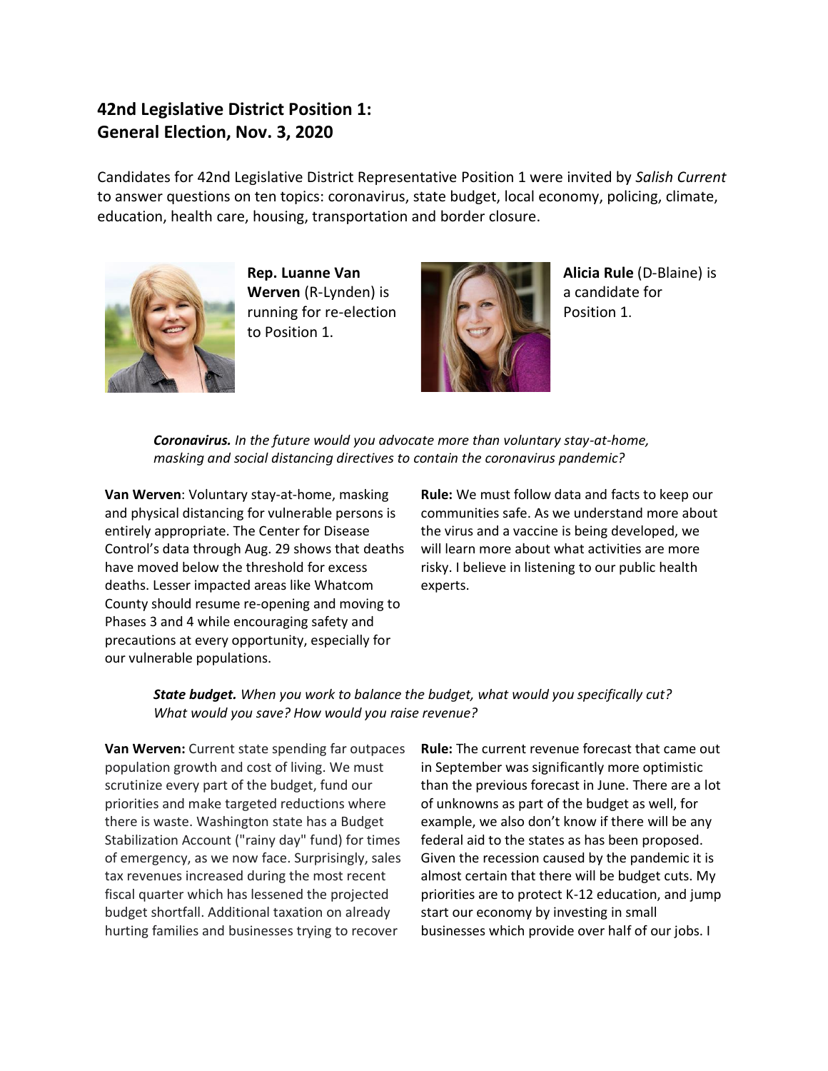## 42nd Legislative District Position 1: General Election, Nov. 3, 2020

Candidates for 42nd Legislative District Representative Position 1 were invited by *Salish Current* to answer questions on ten topics: coronavirus, state budget, local economy, policing, climate, education, health care, housing, transportation and border closure.

**Rep. Luanne Van Werven** (R-Lynden) is running for re-election to Position 1.

**Alicia Rule** (D-Blaine) is a candidate for Position 1.

***Coronavirus.*** *In the future would you advocate more than voluntary stay-at-home, masking and social distancing directives to contain the coronavirus pandemic?*

**Van Werven**: Voluntary stay-at-home, masking and physical distancing for vulnerable persons is entirely appropriate. The Center for Disease Control's data through Aug. 29 shows that deaths have moved below the threshold for excess deaths. Lesser impacted areas like Whatcom County should resume re-opening and moving to Phases 3 and 4 while encouraging safety and precautions at every opportunity, especially for our vulnerable populations.

**Rule:** We must follow data and facts to keep our communities safe. As we understand more about the virus and a vaccine is being developed, we will learn more about what activities are more risky. I believe in listening to our public health experts.

***State budget.*** *When you work to balance the budget, what would you specifically cut? What would you save? How would you raise revenue?*

**Van Werven:** Current state spending far outpaces population growth and cost of living. We must scrutinize every part of the budget, fund our priorities and make targeted reductions where there is waste. Washington state has a Budget Stabilization Account ("rainy day" fund) for times of emergency, as we now face. Surprisingly, sales tax revenues increased during the most recent fiscal quarter which has lessened the projected budget shortfall. Additional taxation on already hurting families and businesses trying to recover

**Rule:** The current revenue forecast that came out in September was significantly more optimistic than the previous forecast in June. There are a lot of unknowns as part of the budget as well, for example, we also don't know if there will be any federal aid to the states as has been proposed. Given the recession caused by the pandemic it is almost certain that there will be budget cuts. My priorities are to protect K-12 education, and jump start our economy by investing in small businesses which provide over half of our jobs. I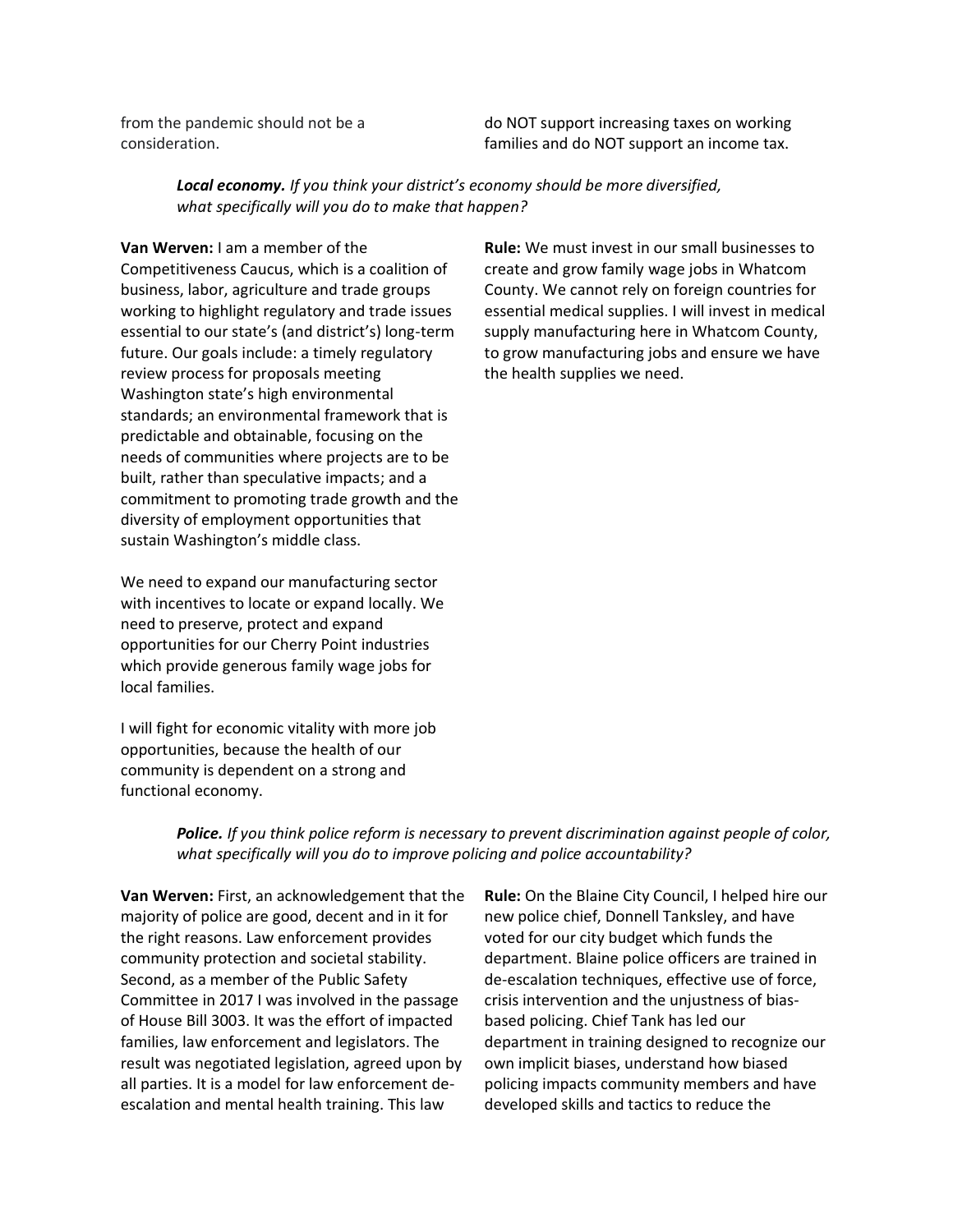from the pandemic should not be a consideration.

do NOT support increasing taxes on working families and do NOT support an income tax.

***Local economy.*** *If you think your district's economy should be more diversified, what specifically will you do to make that happen?*

**Van Werven:** I am a member of the Competitiveness Caucus, which is a coalition of business, labor, agriculture and trade groups working to highlight regulatory and trade issues essential to our state's (and district's) long-term future. Our goals include: a timely regulatory review process for proposals meeting Washington state's high environmental standards; an environmental framework that is predictable and obtainable, focusing on the needs of communities where projects are to be built, rather than speculative impacts; and a commitment to promoting trade growth and the diversity of employment opportunities that sustain Washington's middle class.

We need to expand our manufacturing sector with incentives to locate or expand locally. We need to preserve, protect and expand opportunities for our Cherry Point industries which provide generous family wage jobs for local families.

I will fight for economic vitality with more job opportunities, because the health of our community is dependent on a strong and functional economy.

**Rule:** We must invest in our small businesses to create and grow family wage jobs in Whatcom County. We cannot rely on foreign countries for essential medical supplies. I will invest in medical supply manufacturing here in Whatcom County, to grow manufacturing jobs and ensure we have the health supplies we need.

***Police.*** *If you think police reform is necessary to prevent discrimination against people of color, what specifically will you do to improve policing and police accountability?*

**Van Werven:** First, an acknowledgement that the majority of police are good, decent and in it for the right reasons. Law enforcement provides community protection and societal stability. Second, as a member of the Public Safety Committee in 2017 I was involved in the passage of House Bill 3003. It was the effort of impacted families, law enforcement and legislators. The result was negotiated legislation, agreed upon by all parties. It is a model for law enforcement de-escalation and mental health training. This law

**Rule:** On the Blaine City Council, I helped hire our new police chief, Donnell Tanksley, and have voted for our city budget which funds the department. Blaine police officers are trained in de-escalation techniques, effective use of force, crisis intervention and the unjustness of bias-based policing. Chief Tank has led our department in training designed to recognize our own implicit biases, understand how biased policing impacts community members and have developed skills and tactics to reduce the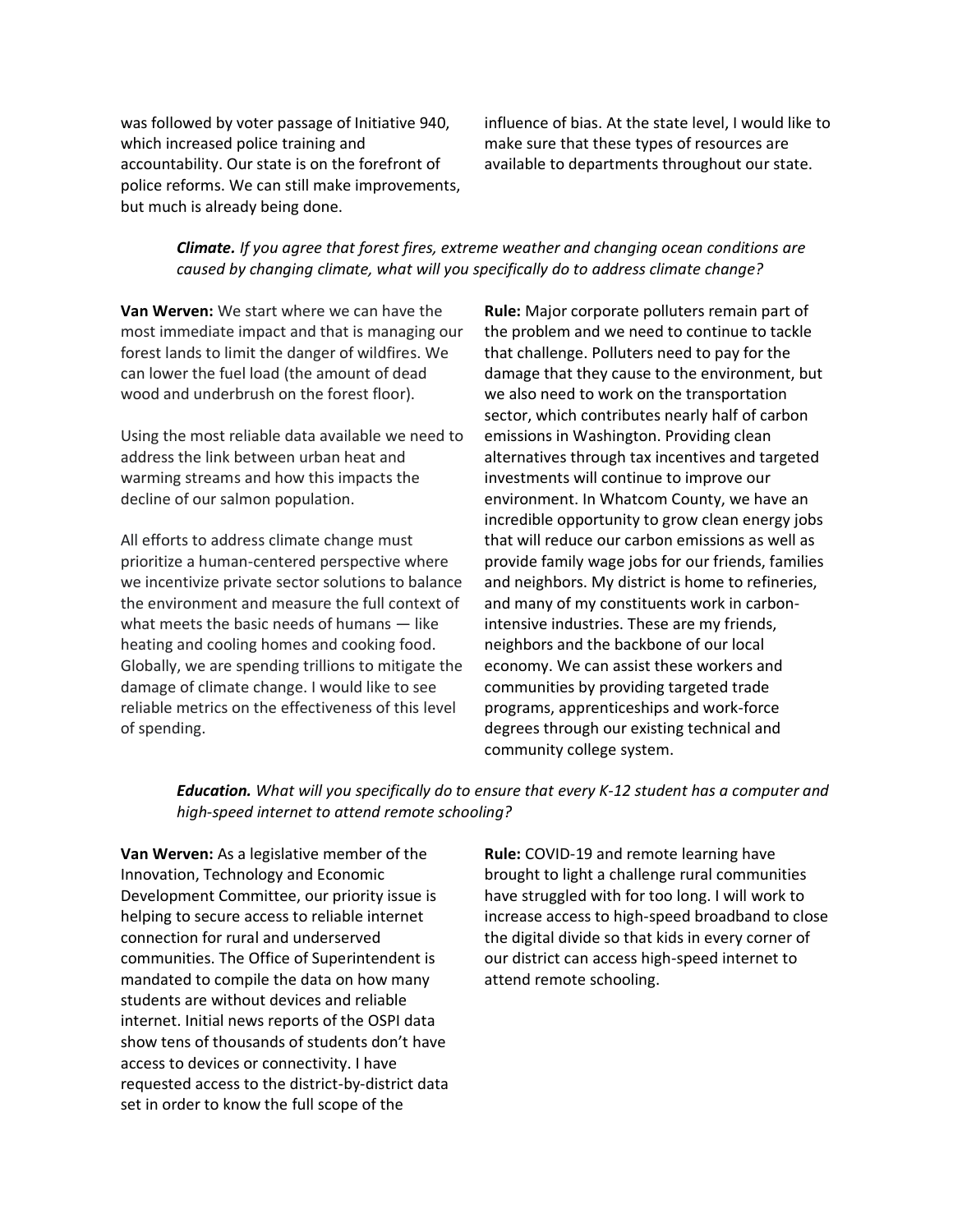was followed by voter passage of Initiative 940, which increased police training and accountability. Our state is on the forefront of police reforms. We can still make improvements, but much is already being done.

influence of bias. At the state level, I would like to make sure that these types of resources are available to departments throughout our state.

***Climate.*** *If you agree that forest fires, extreme weather and changing ocean conditions are caused by changing climate, what will you specifically do to address climate change?*

**Van Werven:** We start where we can have the most immediate impact and that is managing our forest lands to limit the danger of wildfires. We can lower the fuel load (the amount of dead wood and underbrush on the forest floor).

Using the most reliable data available we need to address the link between urban heat and warming streams and how this impacts the decline of our salmon population.

All efforts to address climate change must prioritize a human-centered perspective where we incentivize private sector solutions to balance the environment and measure the full context of what meets the basic needs of humans — like heating and cooling homes and cooking food. Globally, we are spending trillions to mitigate the damage of climate change. I would like to see reliable metrics on the effectiveness of this level of spending.

**Rule:** Major corporate polluters remain part of the problem and we need to continue to tackle that challenge. Polluters need to pay for the damage that they cause to the environment, but we also need to work on the transportation sector, which contributes nearly half of carbon emissions in Washington. Providing clean alternatives through tax incentives and targeted investments will continue to improve our environment. In Whatcom County, we have an incredible opportunity to grow clean energy jobs that will reduce our carbon emissions as well as provide family wage jobs for our friends, families and neighbors. My district is home to refineries, and many of my constituents work in carbon-intensive industries. These are my friends, neighbors and the backbone of our local economy. We can assist these workers and communities by providing targeted trade programs, apprenticeships and work-force degrees through our existing technical and community college system.

***Education.*** *What will you specifically do to ensure that every K-12 student has a computer and high-speed internet to attend remote schooling?*

**Van Werven:** As a legislative member of the Innovation, Technology and Economic Development Committee, our priority issue is helping to secure access to reliable internet connection for rural and underserved communities. The Office of Superintendent is mandated to compile the data on how many students are without devices and reliable internet. Initial news reports of the OSPI data show tens of thousands of students don't have access to devices or connectivity. I have requested access to the district-by-district data set in order to know the full scope of the

**Rule:** COVID-19 and remote learning have brought to light a challenge rural communities have struggled with for too long. I will work to increase access to high-speed broadband to close the digital divide so that kids in every corner of our district can access high-speed internet to attend remote schooling.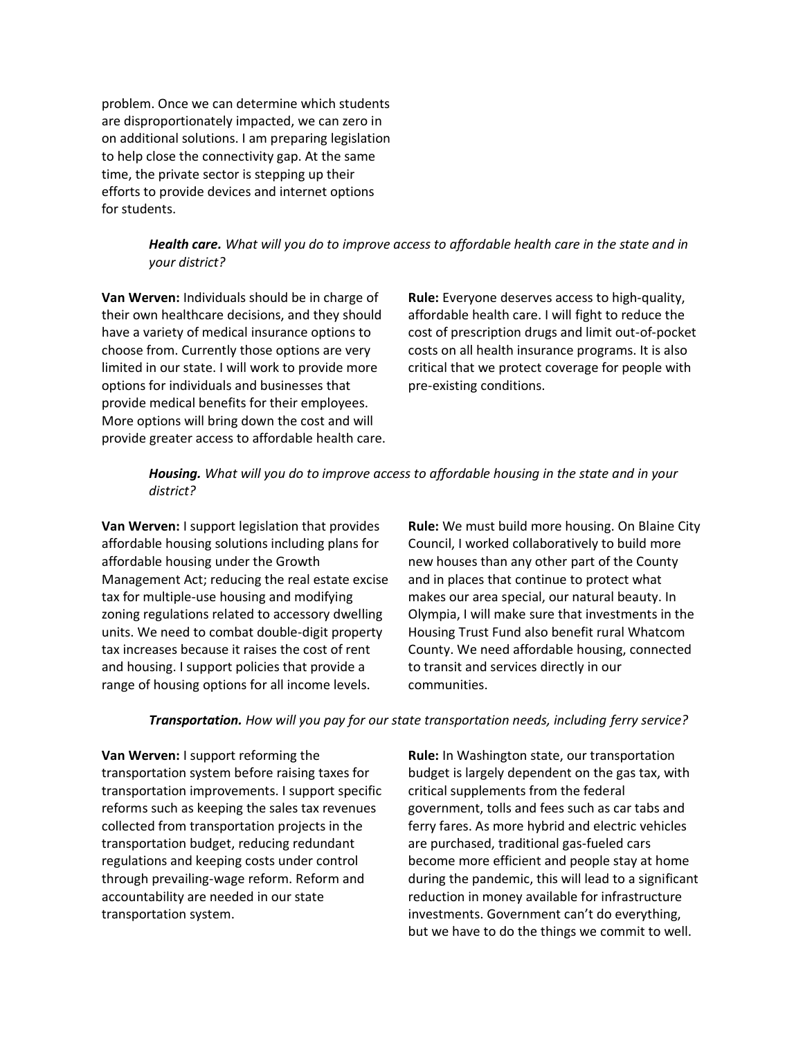problem. Once we can determine which students are disproportionately impacted, we can zero in on additional solutions. I am preparing legislation to help close the connectivity gap. At the same time, the private sector is stepping up their efforts to provide devices and internet options for students.

***Health care.*** *What will you do to improve access to affordable health care in the state and in your district?*

**Van Werven:** Individuals should be in charge of their own healthcare decisions, and they should have a variety of medical insurance options to choose from. Currently those options are very limited in our state. I will work to provide more options for individuals and businesses that provide medical benefits for their employees. More options will bring down the cost and will provide greater access to affordable health care.

**Rule:** Everyone deserves access to high-quality, affordable health care. I will fight to reduce the cost of prescription drugs and limit out-of-pocket costs on all health insurance programs. It is also critical that we protect coverage for people with pre-existing conditions.

***Housing.*** *What will you do to improve access to affordable housing in the state and in your district?*

**Van Werven:** I support legislation that provides affordable housing solutions including plans for affordable housing under the Growth Management Act; reducing the real estate excise tax for multiple-use housing and modifying zoning regulations related to accessory dwelling units. We need to combat double-digit property tax increases because it raises the cost of rent and housing. I support policies that provide a range of housing options for all income levels.

**Rule:** We must build more housing. On Blaine City Council, I worked collaboratively to build more new houses than any other part of the County and in places that continue to protect what makes our area special, our natural beauty. In Olympia, I will make sure that investments in the Housing Trust Fund also benefit rural Whatcom County. We need affordable housing, connected to transit and services directly in our communities.

***Transportation.*** *How will you pay for our state transportation needs, including ferry service?*

**Van Werven:** I support reforming the transportation system before raising taxes for transportation improvements. I support specific reforms such as keeping the sales tax revenues collected from transportation projects in the transportation budget, reducing redundant regulations and keeping costs under control through prevailing-wage reform. Reform and accountability are needed in our state transportation system.

**Rule:** In Washington state, our transportation budget is largely dependent on the gas tax, with critical supplements from the federal government, tolls and fees such as car tabs and ferry fares. As more hybrid and electric vehicles are purchased, traditional gas-fueled cars become more efficient and people stay at home during the pandemic, this will lead to a significant reduction in money available for infrastructure investments. Government can't do everything, but we have to do the things we commit to well.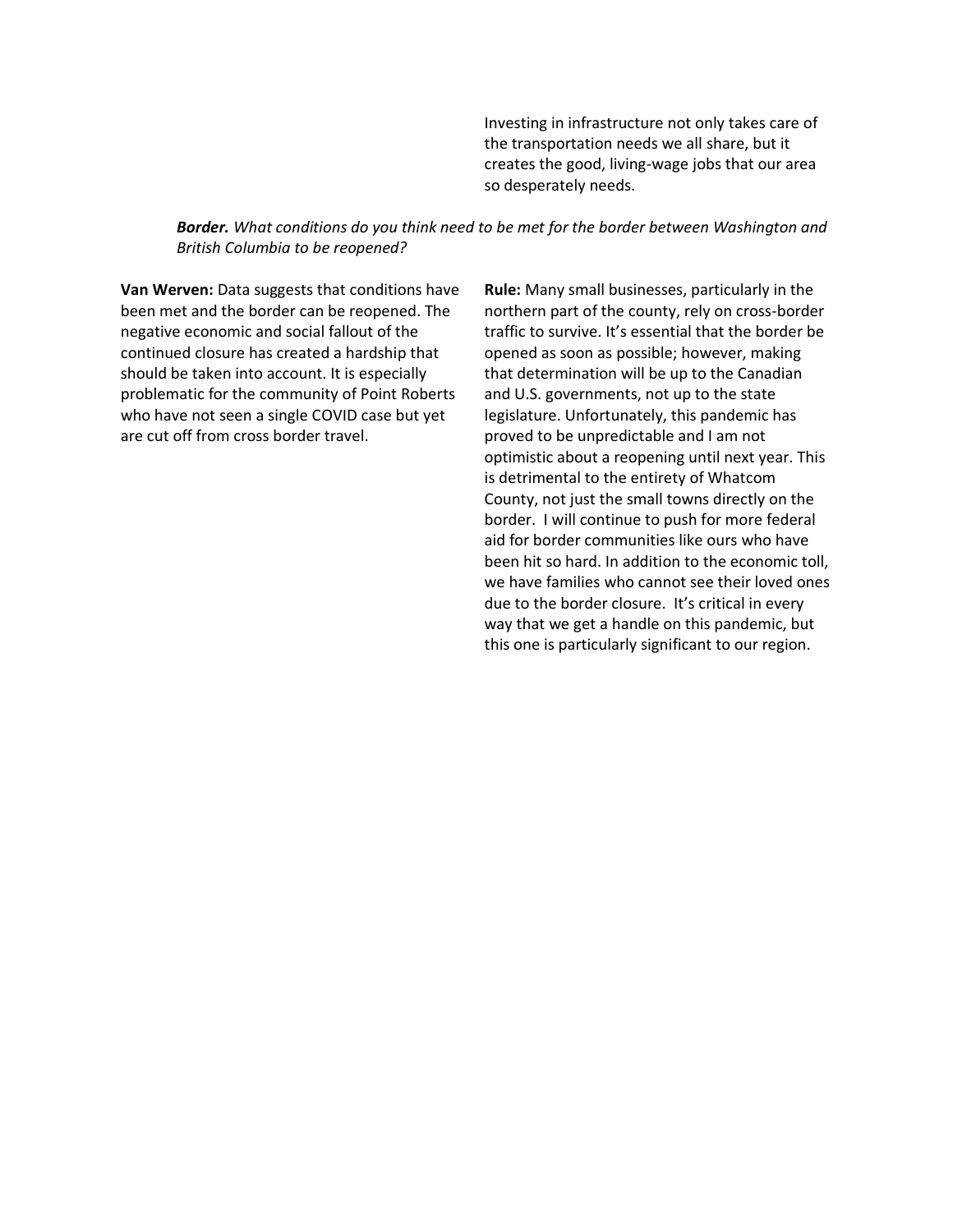Investing in infrastructure not only takes care of the transportation needs we all share, but it creates the good, living-wage jobs that our area so desperately needs.

***Border.*** *What conditions do you think need to be met for the border between Washington and British Columbia to be reopened?*

**Van Werven:** Data suggests that conditions have been met and the border can be reopened. The negative economic and social fallout of the continued closure has created a hardship that should be taken into account. It is especially problematic for the community of Point Roberts who have not seen a single COVID case but yet are cut off from cross border travel.

**Rule:** Many small businesses, particularly in the northern part of the county, rely on cross-border traffic to survive. It's essential that the border be opened as soon as possible; however, making that determination will be up to the Canadian and U.S. governments, not up to the state legislature. Unfortunately, this pandemic has proved to be unpredictable and I am not optimistic about a reopening until next year. This is detrimental to the entirety of Whatcom County, not just the small towns directly on the border. I will continue to push for more federal aid for border communities like ours who have been hit so hard. In addition to the economic toll, we have families who cannot see their loved ones due to the border closure. It's critical in every way that we get a handle on this pandemic, but this one is particularly significant to our region.